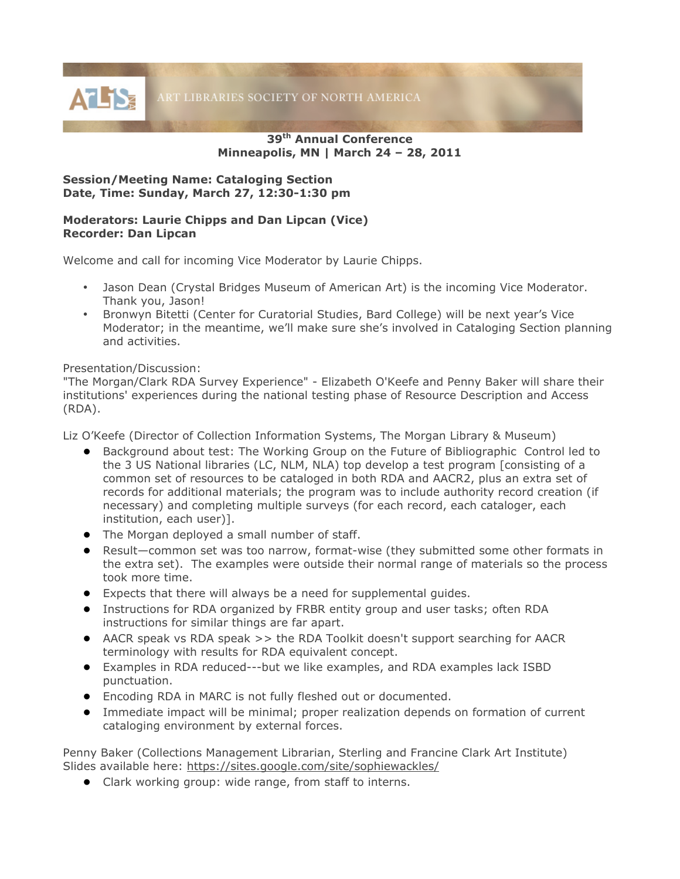ART LIBRARIES SOCIETY OF NORTH AMERICA

**39th Annual Conference**
**Minneapolis, MN | March 24 – 28, 2011**

**Session/Meeting Name: Cataloging Section**
**Date, Time: Sunday, March 27, 12:30-1:30 pm**

**Moderators: Laurie Chipps and Dan Lipcan (Vice)**
**Recorder: Dan Lipcan**

Welcome and call for incoming Vice Moderator by Laurie Chipps.

- Jason Dean (Crystal Bridges Museum of American Art) is the incoming Vice Moderator. Thank you, Jason!
- Bronwyn Bitetti (Center for Curatorial Studies, Bard College) will be next year's Vice Moderator; in the meantime, we'll make sure she's involved in Cataloging Section planning and activities.

Presentation/Discussion:
"The Morgan/Clark RDA Survey Experience" - Elizabeth O'Keefe and Penny Baker will share their institutions' experiences during the national testing phase of Resource Description and Access (RDA).

Liz O'Keefe (Director of Collection Information Systems, The Morgan Library & Museum)

- Background about test: The Working Group on the Future of Bibliographic Control led to the 3 US National libraries (LC, NLM, NLA) top develop a test program [consisting of a common set of resources to be cataloged in both RDA and AACR2, plus an extra set of records for additional materials; the program was to include authority record creation (if necessary) and completing multiple surveys (for each record, each cataloger, each institution, each user)].
- The Morgan deployed a small number of staff.
- Result—common set was too narrow, format-wise (they submitted some other formats in the extra set). The examples were outside their normal range of materials so the process took more time.
- Expects that there will always be a need for supplemental guides.
- Instructions for RDA organized by FRBR entity group and user tasks; often RDA instructions for similar things are far apart.
- AACR speak vs RDA speak >> the RDA Toolkit doesn't support searching for AACR terminology with results for RDA equivalent concept.
- Examples in RDA reduced---but we like examples, and RDA examples lack ISBD punctuation.
- Encoding RDA in MARC is not fully fleshed out or documented.
- Immediate impact will be minimal; proper realization depends on formation of current cataloging environment by external forces.

Penny Baker (Collections Management Librarian, Sterling and Francine Clark Art Institute)
Slides available here: https://sites.google.com/site/sophiewackles/

- Clark working group: wide range, from staff to interns.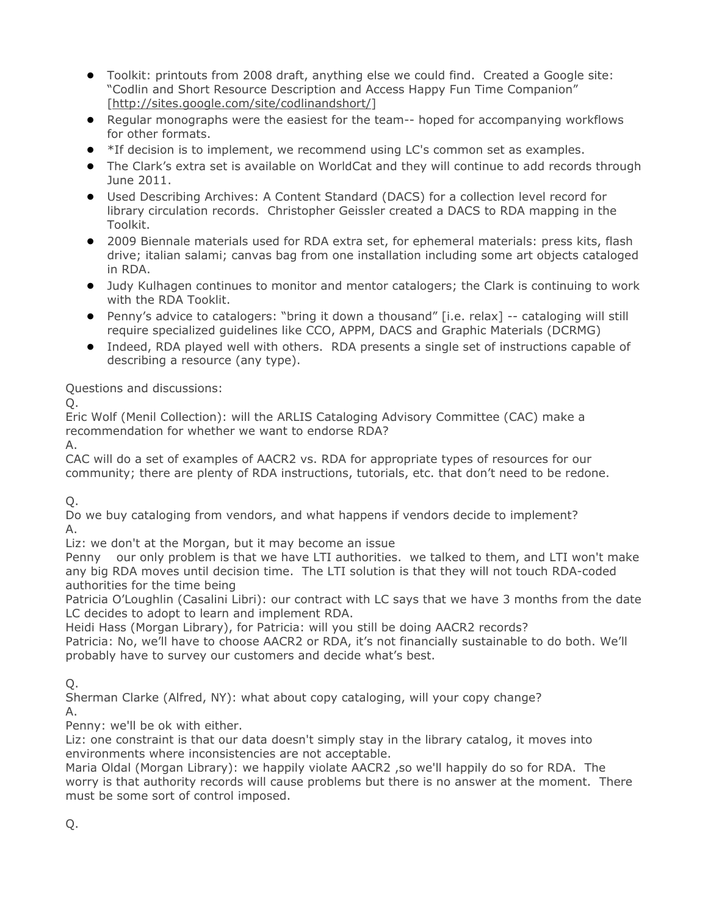- Toolkit: printouts from 2008 draft, anything else we could find. Created a Google site: "Codlin and Short Resource Description and Access Happy Fun Time Companion" [http://sites.google.com/site/codlinandshort/]
- Regular monographs were the easiest for the team-- hoped for accompanying workflows for other formats.
- *If decision is to implement, we recommend using LC's common set as examples.
- The Clark's extra set is available on WorldCat and they will continue to add records through June 2011.
- Used Describing Archives: A Content Standard (DACS) for a collection level record for library circulation records. Christopher Geissler created a DACS to RDA mapping in the Toolkit.
- 2009 Biennale materials used for RDA extra set, for ephemeral materials: press kits, flash drive; italian salami; canvas bag from one installation including some art objects cataloged in RDA.
- Judy Kulhagen continues to monitor and mentor catalogers; the Clark is continuing to work with the RDA Tooklit.
- Penny's advice to catalogers: "bring it down a thousand" [i.e. relax] -- cataloging will still require specialized guidelines like CCO, APPM, DACS and Graphic Materials (DCRMG)
- Indeed, RDA played well with others. RDA presents a single set of instructions capable of describing a resource (any type).

Questions and discussions:

Q.

Eric Wolf (Menil Collection): will the ARLIS Cataloging Advisory Committee (CAC) make a recommendation for whether we want to endorse RDA?

A.

CAC will do a set of examples of AACR2 vs. RDA for appropriate types of resources for our community; there are plenty of RDA instructions, tutorials, etc. that don't need to be redone.

Q.

Do we buy cataloging from vendors, and what happens if vendors decide to implement?

A.

Liz: we don't at the Morgan, but it may become an issue

Penny our only problem is that we have LTI authorities. we talked to them, and LTI won't make any big RDA moves until decision time. The LTI solution is that they will not touch RDA-coded authorities for the time being

Patricia O'Loughlin (Casalini Libri): our contract with LC says that we have 3 months from the date LC decides to adopt to learn and implement RDA.

Heidi Hass (Morgan Library), for Patricia: will you still be doing AACR2 records?

Patricia: No, we'll have to choose AACR2 or RDA, it's not financially sustainable to do both. We'll probably have to survey our customers and decide what's best.

Q.

Sherman Clarke (Alfred, NY): what about copy cataloging, will your copy change?

A.

Penny: we'll be ok with either.

Liz: one constraint is that our data doesn't simply stay in the library catalog, it moves into environments where inconsistencies are not acceptable.

Maria Oldal (Morgan Library): we happily violate AACR2 ,so we'll happily do so for RDA. The worry is that authority records will cause problems but there is no answer at the moment. There must be some sort of control imposed.

Q.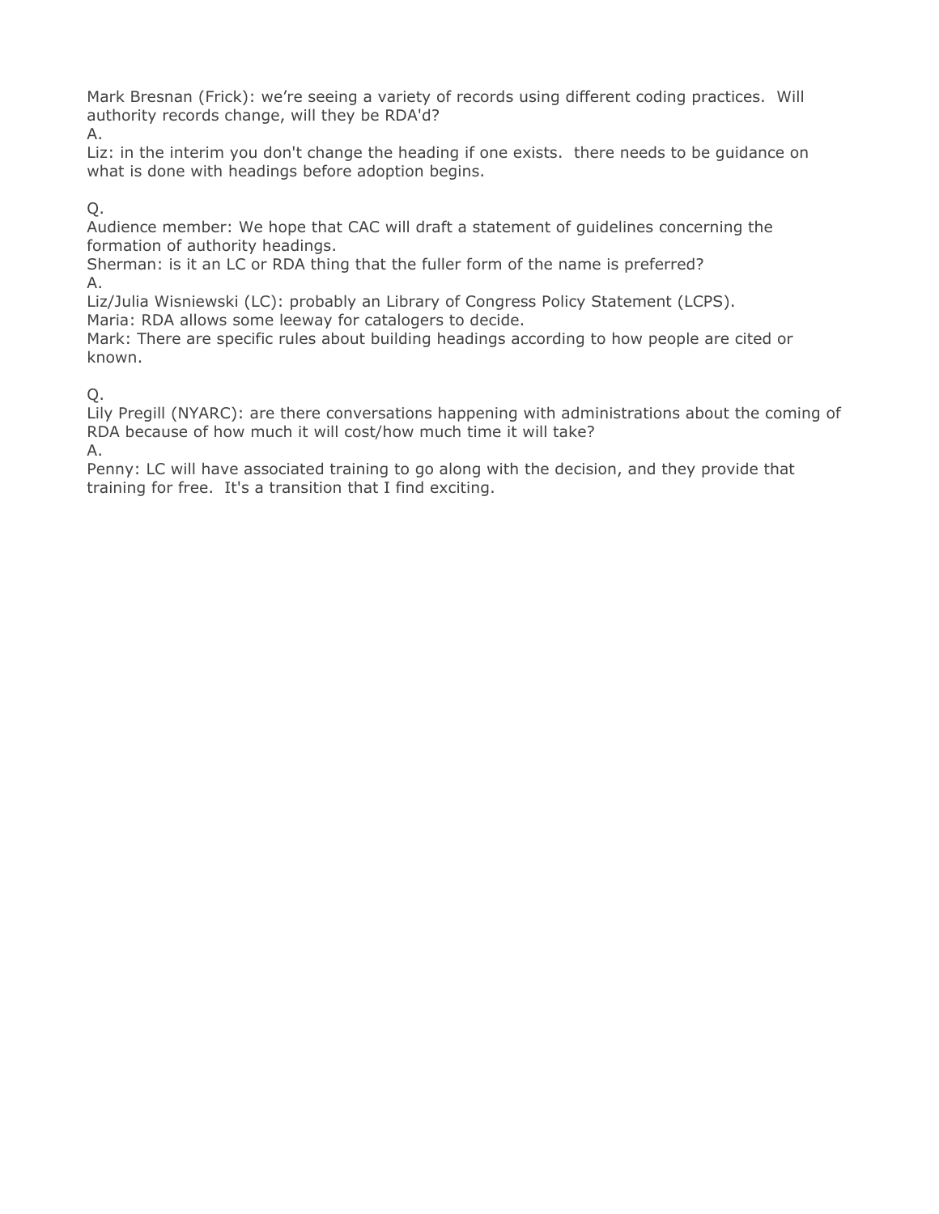Mark Bresnan (Frick): we're seeing a variety of records using different coding practices. Will authority records change, will they be RDA'd?

A.

Liz: in the interim you don't change the heading if one exists. there needs to be guidance on what is done with headings before adoption begins.

Q.

Audience member: We hope that CAC will draft a statement of guidelines concerning the formation of authority headings.

Sherman: is it an LC or RDA thing that the fuller form of the name is preferred?

A.

Liz/Julia Wisniewski (LC): probably an Library of Congress Policy Statement (LCPS).

Maria: RDA allows some leeway for catalogers to decide.

Mark: There are specific rules about building headings according to how people are cited or known.

Q.

Lily Pregill (NYARC): are there conversations happening with administrations about the coming of RDA because of how much it will cost/how much time it will take?

A.

Penny: LC will have associated training to go along with the decision, and they provide that training for free. It's a transition that I find exciting.